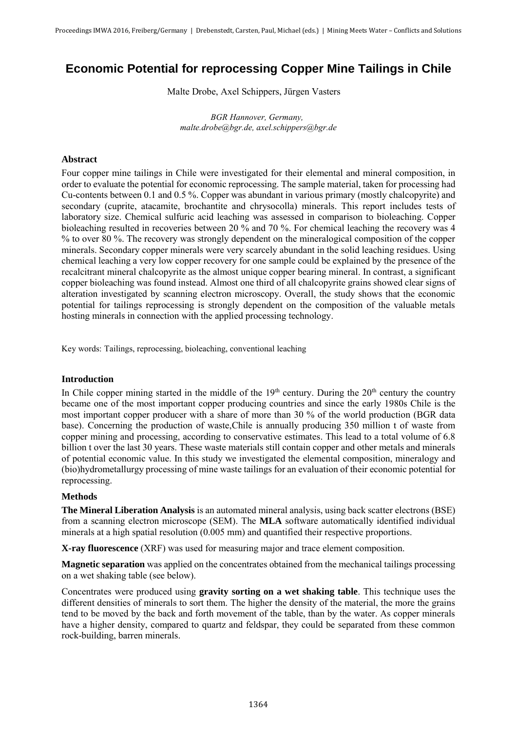# Economic Potential for reprocessing Copper Mine Tailings in Chile

Malte Drobe, Axel Schippers, Jürgen Vasters

*BGR Hannover, Germany,*
*malte.drobe@bgr.de, axel.schippers@bgr.de*

### Abstract

Four copper mine tailings in Chile were investigated for their elemental and mineral composition, in order to evaluate the potential for economic reprocessing. The sample material, taken for processing had Cu-contents between 0.1 and 0.5 %. Copper was abundant in various primary (mostly chalcopyrite) and secondary (cuprite, atacamite, brochantite and chrysocolla) minerals. This report includes tests of laboratory size. Chemical sulfuric acid leaching was assessed in comparison to bioleaching. Copper bioleaching resulted in recoveries between 20 % and 70 %. For chemical leaching the recovery was 4 % to over 80 %. The recovery was strongly dependent on the mineralogical composition of the copper minerals. Secondary copper minerals were very scarcely abundant in the solid leaching residues. Using chemical leaching a very low copper recovery for one sample could be explained by the presence of the recalcitrant mineral chalcopyrite as the almost unique copper bearing mineral. In contrast, a significant copper bioleaching was found instead. Almost one third of all chalcopyrite grains showed clear signs of alteration investigated by scanning electron microscopy. Overall, the study shows that the economic potential for tailings reprocessing is strongly dependent on the composition of the valuable metals hosting minerals in connection with the applied processing technology.

Key words: Tailings, reprocessing, bioleaching, conventional leaching

### Introduction

In Chile copper mining started in the middle of the 19th century. During the 20th century the country became one of the most important copper producing countries and since the early 1980s Chile is the most important copper producer with a share of more than 30 % of the world production (BGR data base). Concerning the production of waste,Chile is annually producing 350 million t of waste from copper mining and processing, according to conservative estimates. This lead to a total volume of 6.8 billion t over the last 30 years. These waste materials still contain copper and other metals and minerals of potential economic value. In this study we investigated the elemental composition, mineralogy and (bio)hydrometallurgy processing of mine waste tailings for an evaluation of their economic potential for reprocessing.

### Methods

**The Mineral Liberation Analysis** is an automated mineral analysis, using back scatter electrons (BSE) from a scanning electron microscope (SEM). The **MLA** software automatically identified individual minerals at a high spatial resolution (0.005 mm) and quantified their respective proportions.

**X-ray fluorescence** (XRF) was used for measuring major and trace element composition.

**Magnetic separation** was applied on the concentrates obtained from the mechanical tailings processing on a wet shaking table (see below).

Concentrates were produced using **gravity sorting on a wet shaking table**. This technique uses the different densities of minerals to sort them. The higher the density of the material, the more the grains tend to be moved by the back and forth movement of the table, than by the water. As copper minerals have a higher density, compared to quartz and feldspar, they could be separated from these common rock-building, barren minerals.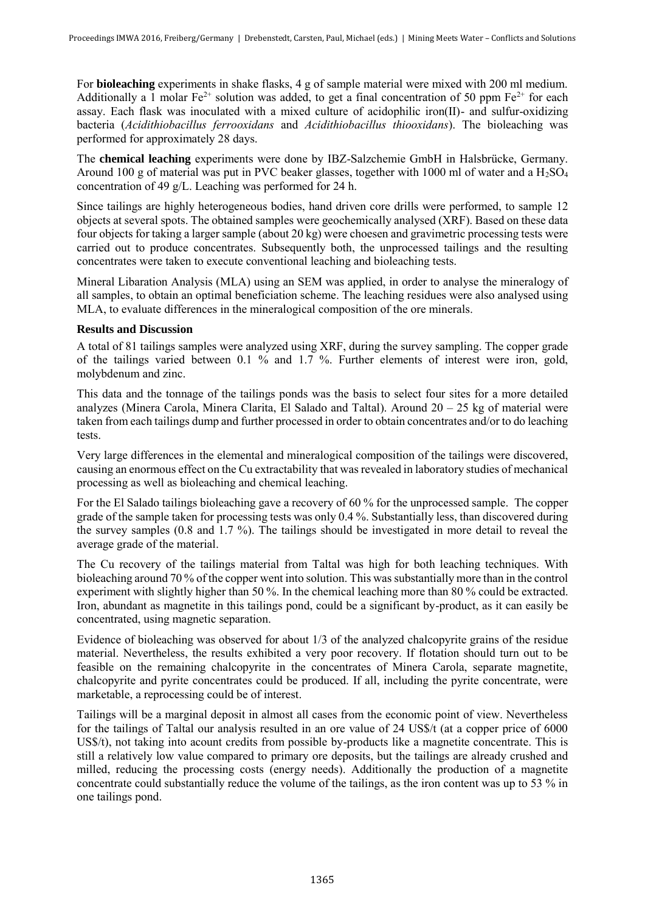For **bioleaching** experiments in shake flasks, 4 g of sample material were mixed with 200 ml medium. Additionally a 1 molar $Fe^{2+}$ solution was added, to get a final concentration of 50 ppm $Fe^{2+}$ for each assay. Each flask was inoculated with a mixed culture of acidophilic iron(II)- and sulfur-oxidizing bacteria (*Acidithiobacillus ferrooxidans* and *Acidithiobacillus thiooxidans*). The bioleaching was performed for approximately 28 days.

The **chemical leaching** experiments were done by IBZ-Salzchemie GmbH in Halsbrücke, Germany. Around 100 g of material was put in PVC beaker glasses, together with 1000 ml of water and a $H_2SO_4$ concentration of 49 g/L. Leaching was performed for 24 h.

Since tailings are highly heterogeneous bodies, hand driven core drills were performed, to sample 12 objects at several spots. The obtained samples were geochemically analysed (XRF). Based on these data four objects for taking a larger sample (about 20 kg) were choosen and gravimetric processing tests were carried out to produce concentrates. Subsequently both, the unprocessed tailings and the resulting concentrates were taken to execute conventional leaching and bioleaching tests.

Mineral Libaration Analysis (MLA) using an SEM was applied, in order to analyse the mineralogy of all samples, to obtain an optimal beneficiation scheme. The leaching residues were also analysed using MLA, to evaluate differences in the mineralogical composition of the ore minerals.

**Results and Discussion**

A total of 81 tailings samples were analyzed using XRF, during the survey sampling. The copper grade of the tailings varied between 0.1 % and 1.7 %. Further elements of interest were iron, gold, molybdenum and zinc.

This data and the tonnage of the tailings ponds was the basis to select four sites for a more detailed analyzes (Minera Carola, Minera Clarita, El Salado and Taltal). Around 20 – 25 kg of material were taken from each tailings dump and further processed in order to obtain concentrates and/or to do leaching tests.

Very large differences in the elemental and mineralogical composition of the tailings were discovered, causing an enormous effect on the Cu extractability that was revealed in laboratory studies of mechanical processing as well as bioleaching and chemical leaching.

For the El Salado tailings bioleaching gave a recovery of 60 % for the unprocessed sample. The copper grade of the sample taken for processing tests was only 0.4 %. Substantially less, than discovered during the survey samples (0.8 and 1.7 %). The tailings should be investigated in more detail to reveal the average grade of the material.

The Cu recovery of the tailings material from Taltal was high for both leaching techniques. With bioleaching around 70 % of the copper went into solution. This was substantially more than in the control experiment with slightly higher than 50 %. In the chemical leaching more than 80 % could be extracted. Iron, abundant as magnetite in this tailings pond, could be a significant by-product, as it can easily be concentrated, using magnetic separation.

Evidence of bioleaching was observed for about 1/3 of the analyzed chalcopyrite grains of the residue material. Nevertheless, the results exhibited a very poor recovery. If flotation should turn out to be feasible on the remaining chalcopyrite in the concentrates of Minera Carola, separate magnetite, chalcopyrite and pyrite concentrates could be produced. If all, including the pyrite concentrate, were marketable, a reprocessing could be of interest.

Tailings will be a marginal deposit in almost all cases from the economic point of view. Nevertheless for the tailings of Taltal our analysis resulted in an ore value of 24 US\$/t (at a copper price of 6000 US\$/t), not taking into acount credits from possible by-products like a magnetite concentrate. This is still a relatively low value compared to primary ore deposits, but the tailings are already crushed and milled, reducing the processing costs (energy needs). Additionally the production of a magnetite concentrate could substantially reduce the volume of the tailings, as the iron content was up to 53 % in one tailings pond.